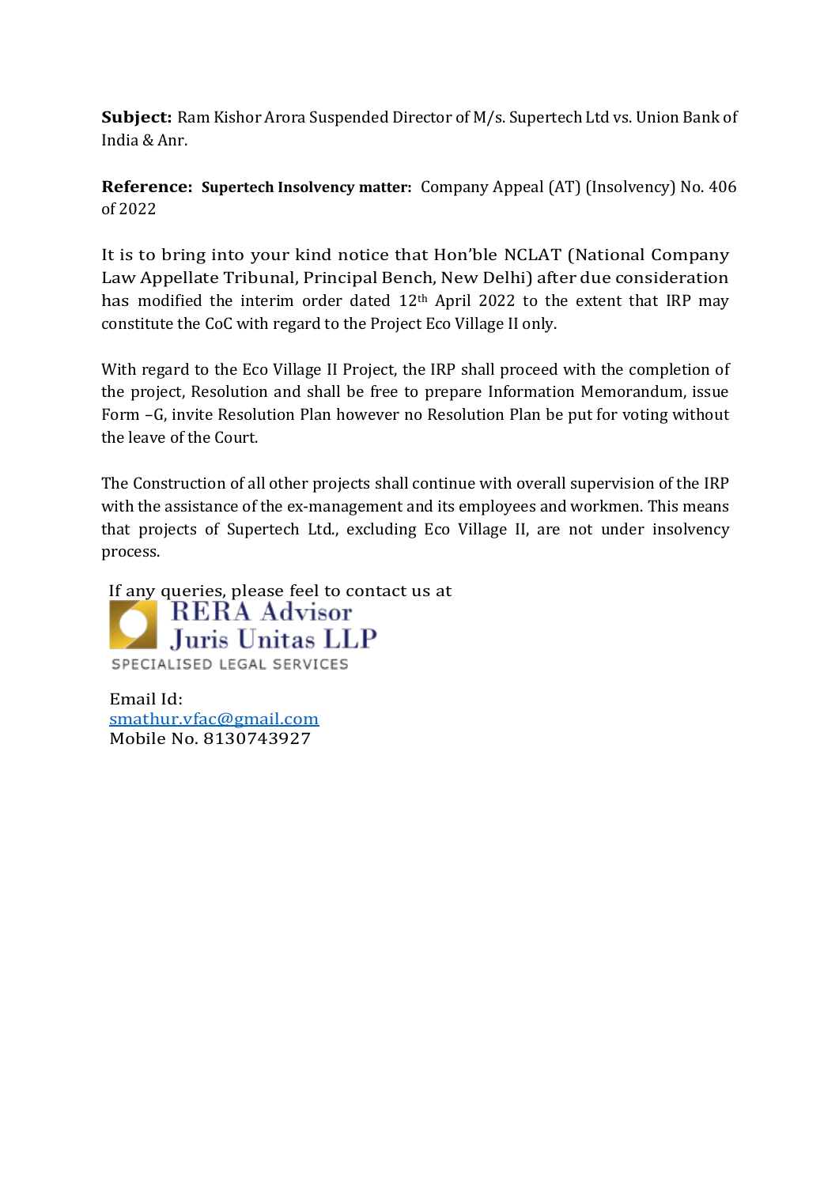**Subject:** Ram Kishor Arora Suspended Director of M/s. Supertech Ltd vs. Union Bank of India & Anr.

**Reference:** **Supertech Insolvency matter:** Company Appeal (AT) (Insolvency) No. 406 of 2022

It is to bring into your kind notice that Hon'ble NCLAT (National Company Law Appellate Tribunal, Principal Bench, New Delhi) after due consideration has modified the interim order dated 12th April 2022 to the extent that IRP may constitute the CoC with regard to the Project Eco Village II only.

With regard to the Eco Village II Project, the IRP shall proceed with the completion of the project, Resolution and shall be free to prepare Information Memorandum, issue Form –G, invite Resolution Plan however no Resolution Plan be put for voting without the leave of the Court.

The Construction of all other projects shall continue with overall supervision of the IRP with the assistance of the ex-management and its employees and workmen. This means that projects of Supertech Ltd., excluding Eco Village II, are not under insolvency process.

If any queries, please feel to contact us at

RERA Advisor
Juris Unitas LLP
SPECIALISED LEGAL SERVICES

Email Id:
smathur.vfac@gmail.com
Mobile No. 8130743927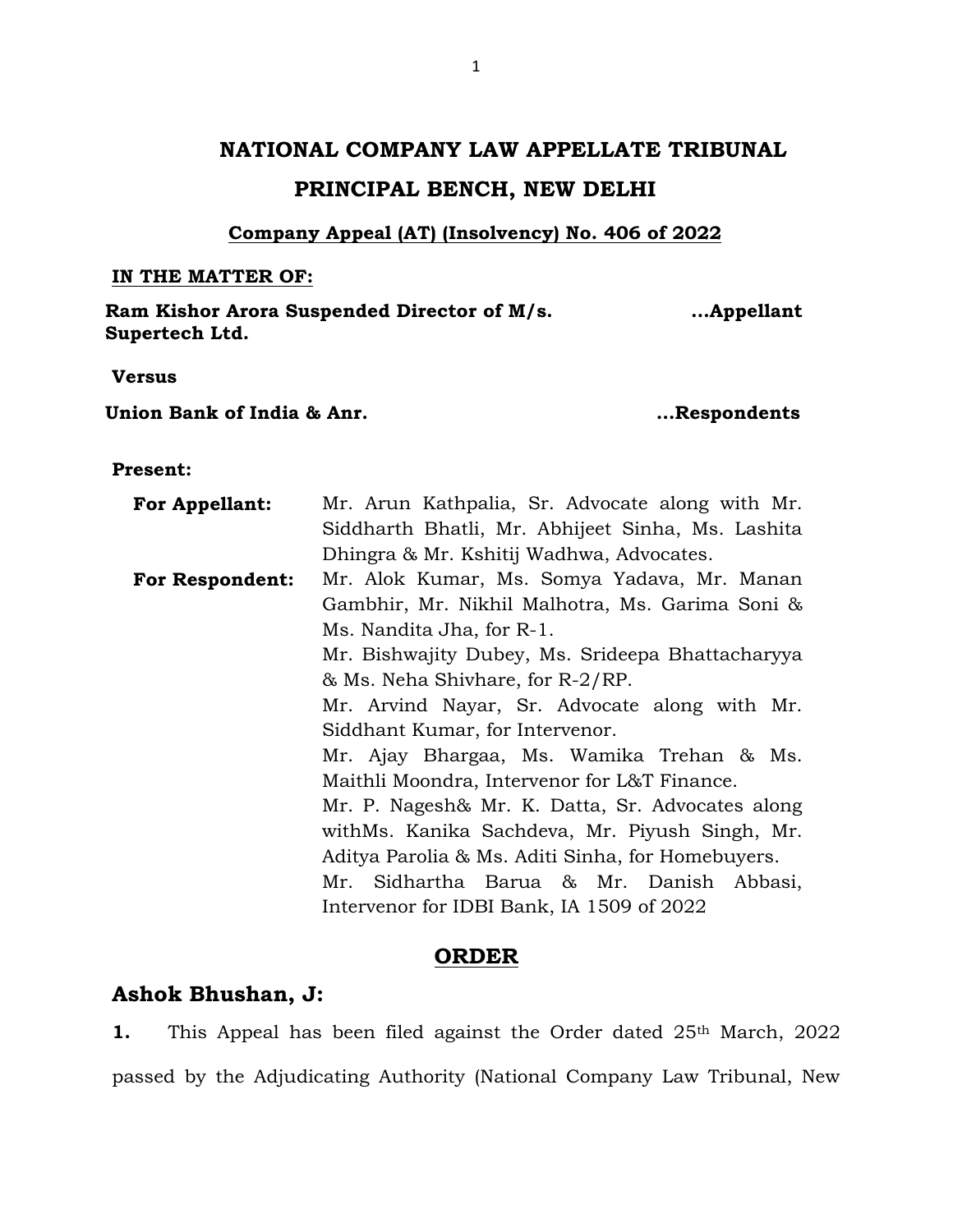# NATIONAL COMPANY LAW APPELLATE TRIBUNAL

## PRINCIPAL BENCH, NEW DELHI

**Company Appeal (AT) (Insolvency) No. 406 of 2022**

**IN THE MATTER OF:**

**Ram Kishor Arora Suspended Director of M/s. Supertech Ltd.** ...**Appellant**

**Versus**

**Union Bank of India & Anr.** ...**Respondents**

**Present:**

**For Appellant:** Mr. Arun Kathpalia, Sr. Advocate along with Mr. Siddharth Bhatli, Mr. Abhijeet Sinha, Ms. Lashita Dhingra & Mr. Kshitij Wadhwa, Advocates.

**For Respondent:** Mr. Alok Kumar, Ms. Somya Yadava, Mr. Manan Gambhir, Mr. Nikhil Malhotra, Ms. Garima Soni & Ms. Nandita Jha, for R-1.

Mr. Bishwajity Dubey, Ms. Srideepa Bhattacharyya & Ms. Neha Shivhare, for R-2/RP.

Mr. Arvind Nayar, Sr. Advocate along with Mr. Siddhant Kumar, for Intervenor.

Mr. Ajay Bhargaa, Ms. Wamika Trehan & Ms. Maithli Moondra, Intervenor for L&T Finance.

Mr. P. Nagesh& Mr. K. Datta, Sr. Advocates along withMs. Kanika Sachdeva, Mr. Piyush Singh, Mr. Aditya Parolia & Ms. Aditi Sinha, for Homebuyers.

Mr. Sidhartha Barua & Mr. Danish Abbasi, Intervenor for IDBI Bank, IA 1509 of 2022

## ORDER

## Ashok Bhushan, J:

**1.** This Appeal has been filed against the Order dated 25th March, 2022 passed by the Adjudicating Authority (National Company Law Tribunal, New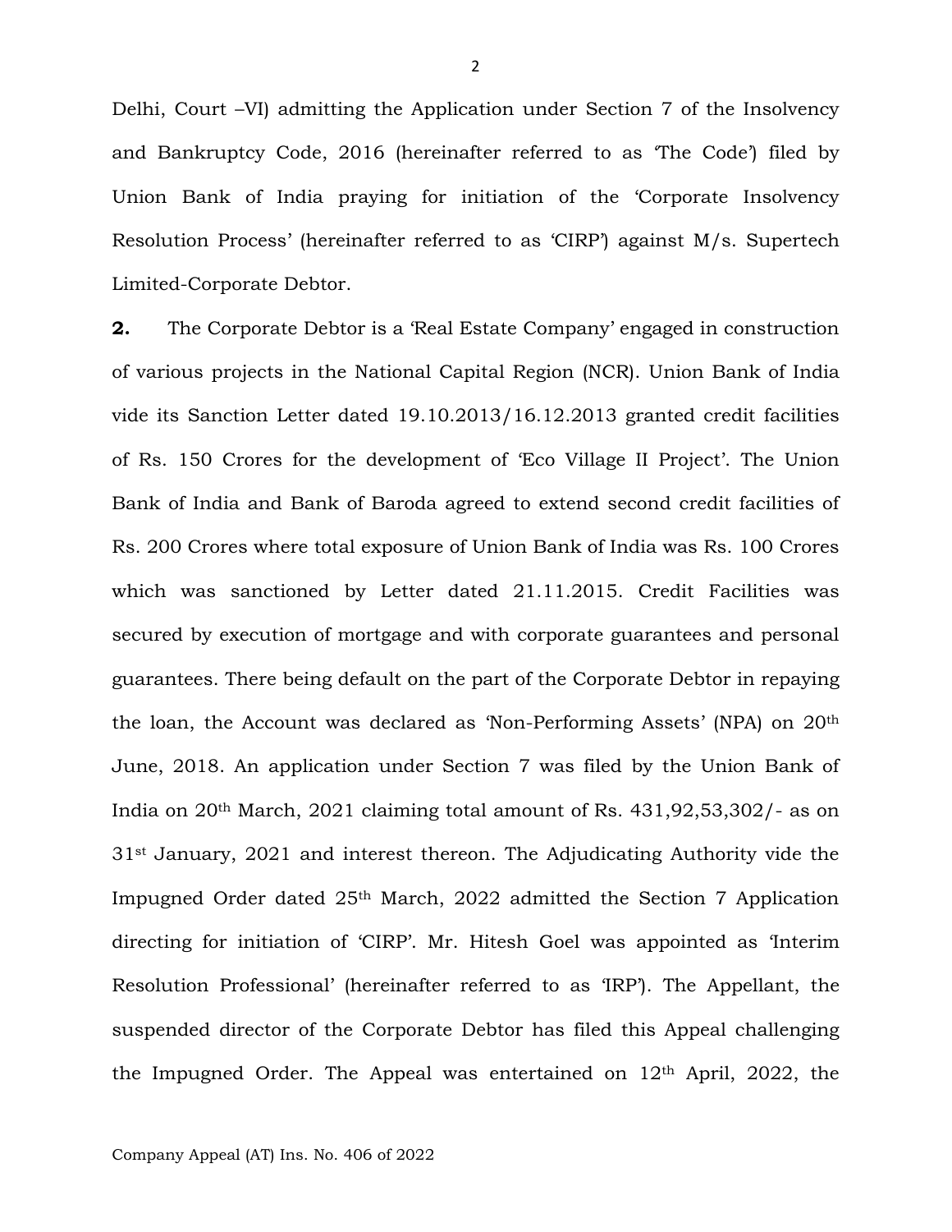Delhi, Court –VI) admitting the Application under Section 7 of the Insolvency and Bankruptcy Code, 2016 (hereinafter referred to as 'The Code') filed by Union Bank of India praying for initiation of the 'Corporate Insolvency Resolution Process' (hereinafter referred to as 'CIRP') against M/s. Supertech Limited-Corporate Debtor.

**2.** The Corporate Debtor is a 'Real Estate Company' engaged in construction of various projects in the National Capital Region (NCR). Union Bank of India vide its Sanction Letter dated 19.10.2013/16.12.2013 granted credit facilities of Rs. 150 Crores for the development of 'Eco Village II Project'. The Union Bank of India and Bank of Baroda agreed to extend second credit facilities of Rs. 200 Crores where total exposure of Union Bank of India was Rs. 100 Crores which was sanctioned by Letter dated 21.11.2015. Credit Facilities was secured by execution of mortgage and with corporate guarantees and personal guarantees. There being default on the part of the Corporate Debtor in repaying the loan, the Account was declared as 'Non-Performing Assets' (NPA) on 20th June, 2018. An application under Section 7 was filed by the Union Bank of India on 20th March, 2021 claiming total amount of Rs. 431,92,53,302/- as on 31st January, 2021 and interest thereon. The Adjudicating Authority vide the Impugned Order dated 25th March, 2022 admitted the Section 7 Application directing for initiation of 'CIRP'. Mr. Hitesh Goel was appointed as 'Interim Resolution Professional' (hereinafter referred to as 'IRP'). The Appellant, the suspended director of the Corporate Debtor has filed this Appeal challenging the Impugned Order. The Appeal was entertained on 12th April, 2022, the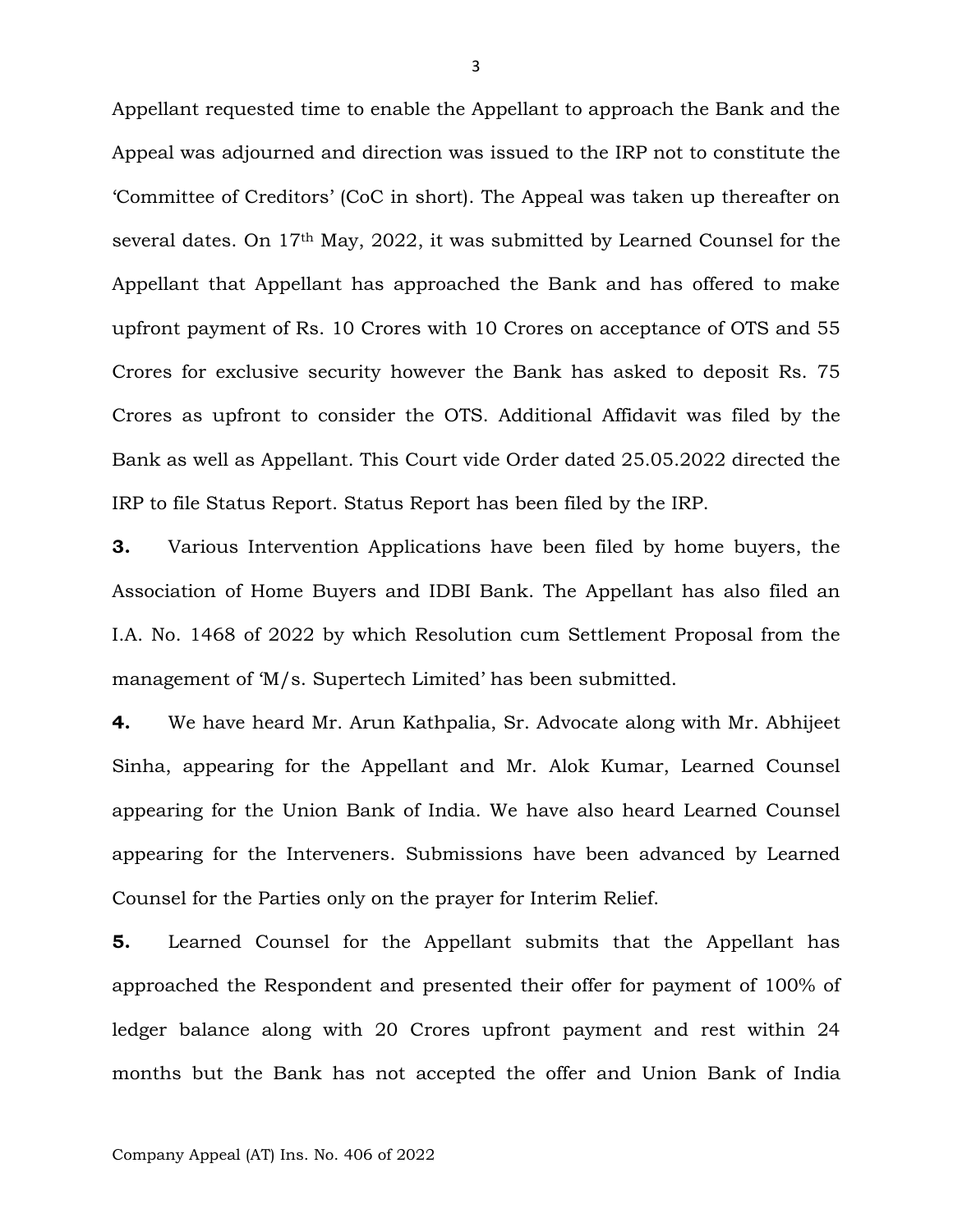Appellant requested time to enable the Appellant to approach the Bank and the Appeal was adjourned and direction was issued to the IRP not to constitute the 'Committee of Creditors' (CoC in short). The Appeal was taken up thereafter on several dates. On 17th May, 2022, it was submitted by Learned Counsel for the Appellant that Appellant has approached the Bank and has offered to make upfront payment of Rs. 10 Crores with 10 Crores on acceptance of OTS and 55 Crores for exclusive security however the Bank has asked to deposit Rs. 75 Crores as upfront to consider the OTS. Additional Affidavit was filed by the Bank as well as Appellant. This Court vide Order dated 25.05.2022 directed the IRP to file Status Report. Status Report has been filed by the IRP.

**3.** Various Intervention Applications have been filed by home buyers, the Association of Home Buyers and IDBI Bank. The Appellant has also filed an I.A. No. 1468 of 2022 by which Resolution cum Settlement Proposal from the management of 'M/s. Supertech Limited' has been submitted.

**4.** We have heard Mr. Arun Kathpalia, Sr. Advocate along with Mr. Abhijeet Sinha, appearing for the Appellant and Mr. Alok Kumar, Learned Counsel appearing for the Union Bank of India. We have also heard Learned Counsel appearing for the Interveners. Submissions have been advanced by Learned Counsel for the Parties only on the prayer for Interim Relief.

**5.** Learned Counsel for the Appellant submits that the Appellant has approached the Respondent and presented their offer for payment of 100% of ledger balance along with 20 Crores upfront payment and rest within 24 months but the Bank has not accepted the offer and Union Bank of India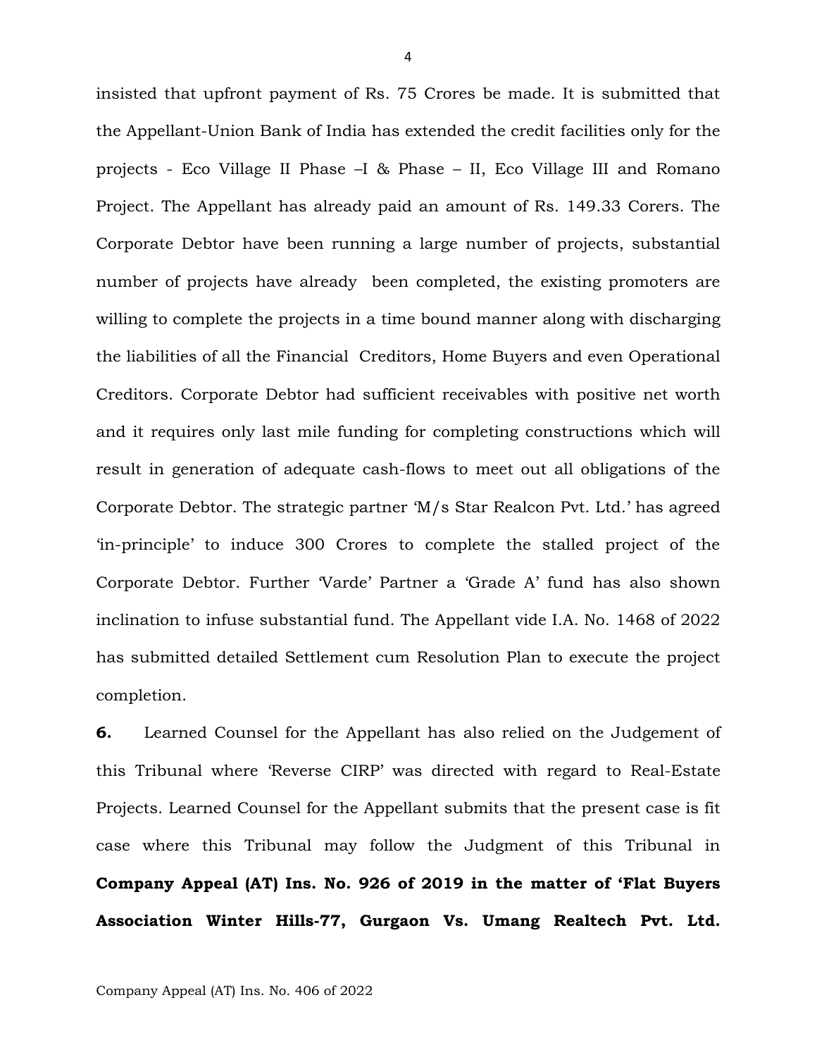insisted that upfront payment of Rs. 75 Crores be made. It is submitted that the Appellant-Union Bank of India has extended the credit facilities only for the projects - Eco Village II Phase –I & Phase – II, Eco Village III and Romano Project. The Appellant has already paid an amount of Rs. 149.33 Corers. The Corporate Debtor have been running a large number of projects, substantial number of projects have already been completed, the existing promoters are willing to complete the projects in a time bound manner along with discharging the liabilities of all the Financial Creditors, Home Buyers and even Operational Creditors. Corporate Debtor had sufficient receivables with positive net worth and it requires only last mile funding for completing constructions which will result in generation of adequate cash-flows to meet out all obligations of the Corporate Debtor. The strategic partner 'M/s Star Realcon Pvt. Ltd.' has agreed 'in-principle' to induce 300 Crores to complete the stalled project of the Corporate Debtor. Further 'Varde' Partner a 'Grade A' fund has also shown inclination to infuse substantial fund. The Appellant vide I.A. No. 1468 of 2022 has submitted detailed Settlement cum Resolution Plan to execute the project completion.

**6.** Learned Counsel for the Appellant has also relied on the Judgement of this Tribunal where 'Reverse CIRP' was directed with regard to Real-Estate Projects. Learned Counsel for the Appellant submits that the present case is fit case where this Tribunal may follow the Judgment of this Tribunal in **Company Appeal (AT) Ins. No. 926 of 2019 in the matter of 'Flat Buyers Association Winter Hills-77, Gurgaon Vs. Umang Realtech Pvt. Ltd.**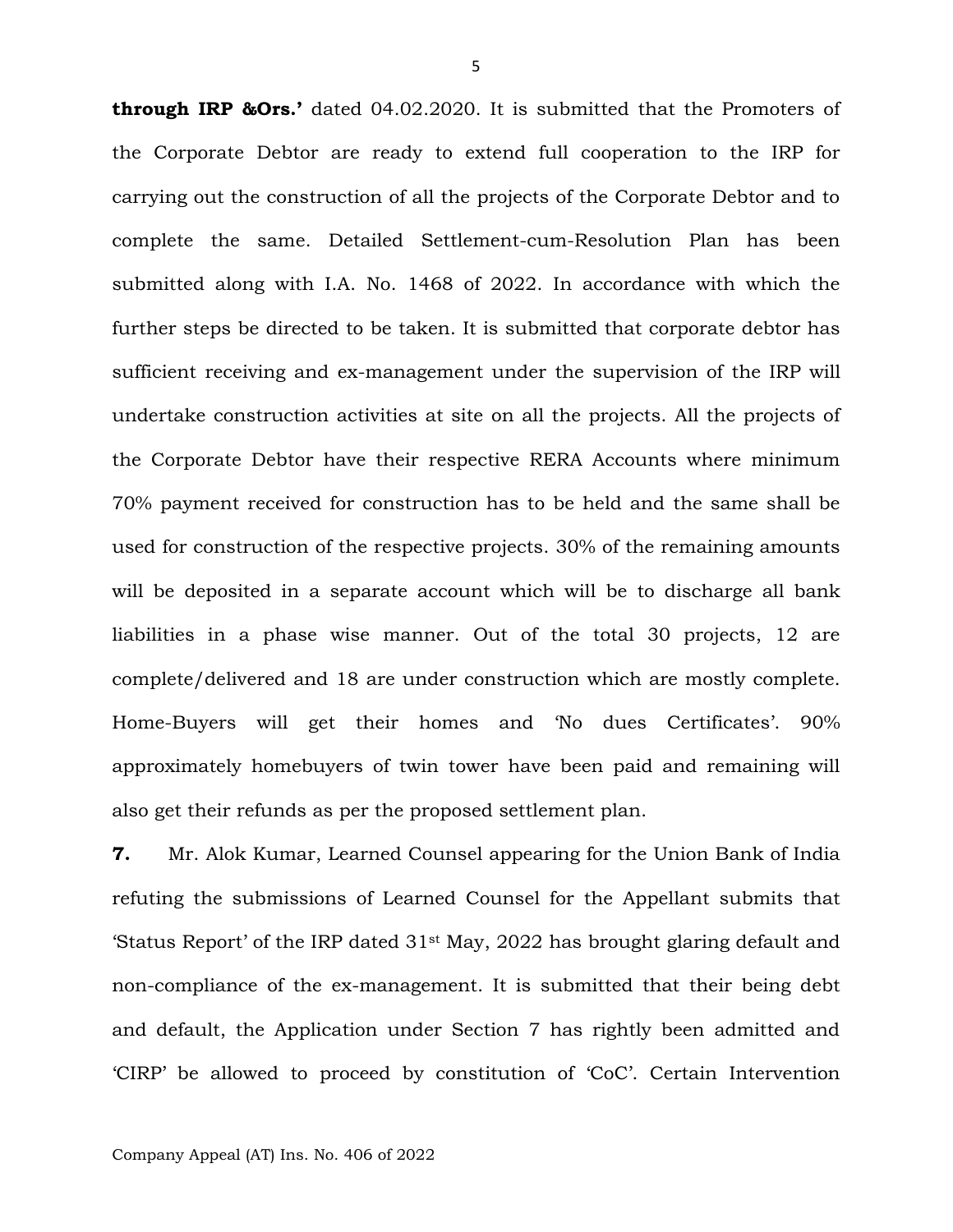**through IRP &Ors.'** dated 04.02.2020. It is submitted that the Promoters of the Corporate Debtor are ready to extend full cooperation to the IRP for carrying out the construction of all the projects of the Corporate Debtor and to complete the same. Detailed Settlement-cum-Resolution Plan has been submitted along with I.A. No. 1468 of 2022. In accordance with which the further steps be directed to be taken. It is submitted that corporate debtor has sufficient receiving and ex-management under the supervision of the IRP will undertake construction activities at site on all the projects. All the projects of the Corporate Debtor have their respective RERA Accounts where minimum 70% payment received for construction has to be held and the same shall be used for construction of the respective projects. 30% of the remaining amounts will be deposited in a separate account which will be to discharge all bank liabilities in a phase wise manner. Out of the total 30 projects, 12 are complete/delivered and 18 are under construction which are mostly complete. Home-Buyers will get their homes and 'No dues Certificates'. 90% approximately homebuyers of twin tower have been paid and remaining will also get their refunds as per the proposed settlement plan.

**7.** Mr. Alok Kumar, Learned Counsel appearing for the Union Bank of India refuting the submissions of Learned Counsel for the Appellant submits that 'Status Report' of the IRP dated 31st May, 2022 has brought glaring default and non-compliance of the ex-management. It is submitted that their being debt and default, the Application under Section 7 has rightly been admitted and 'CIRP' be allowed to proceed by constitution of 'CoC'. Certain Intervention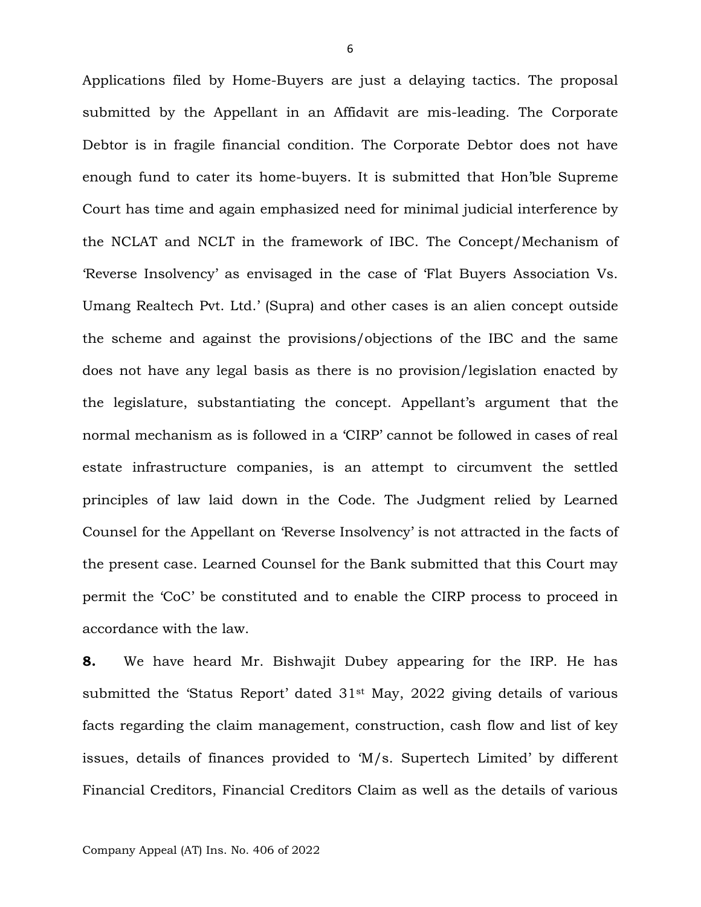Applications filed by Home-Buyers are just a delaying tactics. The proposal submitted by the Appellant in an Affidavit are mis-leading. The Corporate Debtor is in fragile financial condition. The Corporate Debtor does not have enough fund to cater its home-buyers. It is submitted that Hon'ble Supreme Court has time and again emphasized need for minimal judicial interference by the NCLAT and NCLT in the framework of IBC. The Concept/Mechanism of 'Reverse Insolvency' as envisaged in the case of 'Flat Buyers Association Vs. Umang Realtech Pvt. Ltd.' (Supra) and other cases is an alien concept outside the scheme and against the provisions/objections of the IBC and the same does not have any legal basis as there is no provision/legislation enacted by the legislature, substantiating the concept. Appellant's argument that the normal mechanism as is followed in a 'CIRP' cannot be followed in cases of real estate infrastructure companies, is an attempt to circumvent the settled principles of law laid down in the Code. The Judgment relied by Learned Counsel for the Appellant on 'Reverse Insolvency' is not attracted in the facts of the present case. Learned Counsel for the Bank submitted that this Court may permit the 'CoC' be constituted and to enable the CIRP process to proceed in accordance with the law.

**8.** We have heard Mr. Bishwajit Dubey appearing for the IRP. He has submitted the 'Status Report' dated 31st May, 2022 giving details of various facts regarding the claim management, construction, cash flow and list of key issues, details of finances provided to 'M/s. Supertech Limited' by different Financial Creditors, Financial Creditors Claim as well as the details of various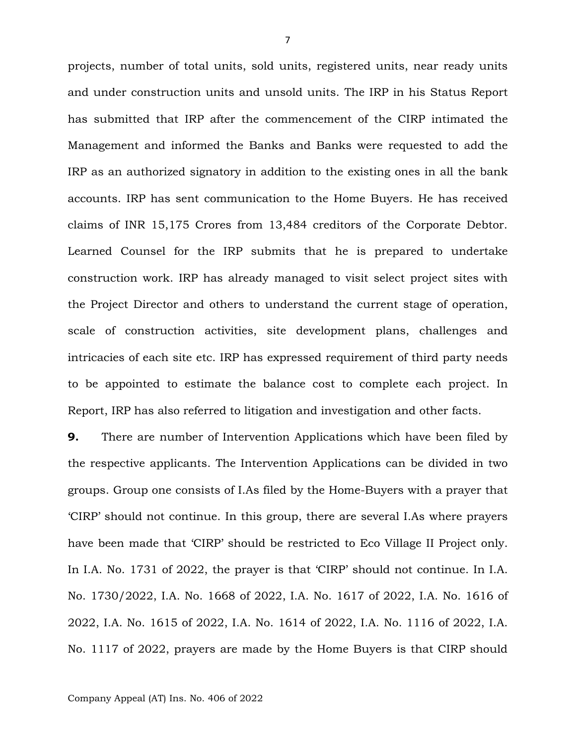projects, number of total units, sold units, registered units, near ready units and under construction units and unsold units. The IRP in his Status Report has submitted that IRP after the commencement of the CIRP intimated the Management and informed the Banks and Banks were requested to add the IRP as an authorized signatory in addition to the existing ones in all the bank accounts. IRP has sent communication to the Home Buyers. He has received claims of INR 15,175 Crores from 13,484 creditors of the Corporate Debtor. Learned Counsel for the IRP submits that he is prepared to undertake construction work. IRP has already managed to visit select project sites with the Project Director and others to understand the current stage of operation, scale of construction activities, site development plans, challenges and intricacies of each site etc. IRP has expressed requirement of third party needs to be appointed to estimate the balance cost to complete each project. In Report, IRP has also referred to litigation and investigation and other facts.

**9.** There are number of Intervention Applications which have been filed by the respective applicants. The Intervention Applications can be divided in two groups. Group one consists of I.As filed by the Home-Buyers with a prayer that 'CIRP' should not continue. In this group, there are several I.As where prayers have been made that 'CIRP' should be restricted to Eco Village II Project only. In I.A. No. 1731 of 2022, the prayer is that 'CIRP' should not continue. In I.A. No. 1730/2022, I.A. No. 1668 of 2022, I.A. No. 1617 of 2022, I.A. No. 1616 of 2022, I.A. No. 1615 of 2022, I.A. No. 1614 of 2022, I.A. No. 1116 of 2022, I.A. No. 1117 of 2022, prayers are made by the Home Buyers is that CIRP should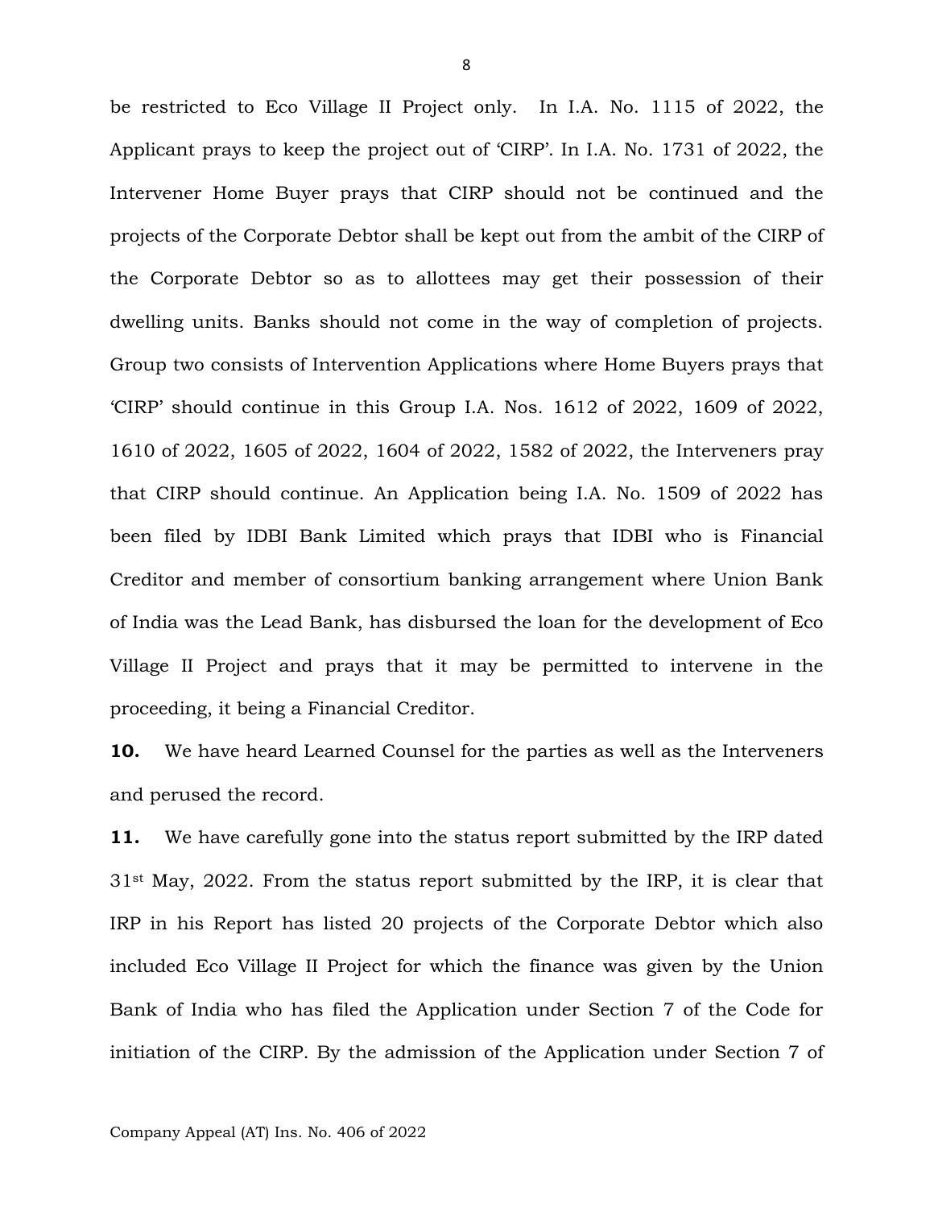be restricted to Eco Village II Project only. In I.A. No. 1115 of 2022, the Applicant prays to keep the project out of 'CIRP'. In I.A. No. 1731 of 2022, the Intervener Home Buyer prays that CIRP should not be continued and the projects of the Corporate Debtor shall be kept out from the ambit of the CIRP of the Corporate Debtor so as to allottees may get their possession of their dwelling units. Banks should not come in the way of completion of projects. Group two consists of Intervention Applications where Home Buyers prays that 'CIRP' should continue in this Group I.A. Nos. 1612 of 2022, 1609 of 2022, 1610 of 2022, 1605 of 2022, 1604 of 2022, 1582 of 2022, the Interveners pray that CIRP should continue. An Application being I.A. No. 1509 of 2022 has been filed by IDBI Bank Limited which prays that IDBI who is Financial Creditor and member of consortium banking arrangement where Union Bank of India was the Lead Bank, has disbursed the loan for the development of Eco Village II Project and prays that it may be permitted to intervene in the proceeding, it being a Financial Creditor.

**10.** We have heard Learned Counsel for the parties as well as the Interveners and perused the record.

**11.** We have carefully gone into the status report submitted by the IRP dated 31st May, 2022. From the status report submitted by the IRP, it is clear that IRP in his Report has listed 20 projects of the Corporate Debtor which also included Eco Village II Project for which the finance was given by the Union Bank of India who has filed the Application under Section 7 of the Code for initiation of the CIRP. By the admission of the Application under Section 7 of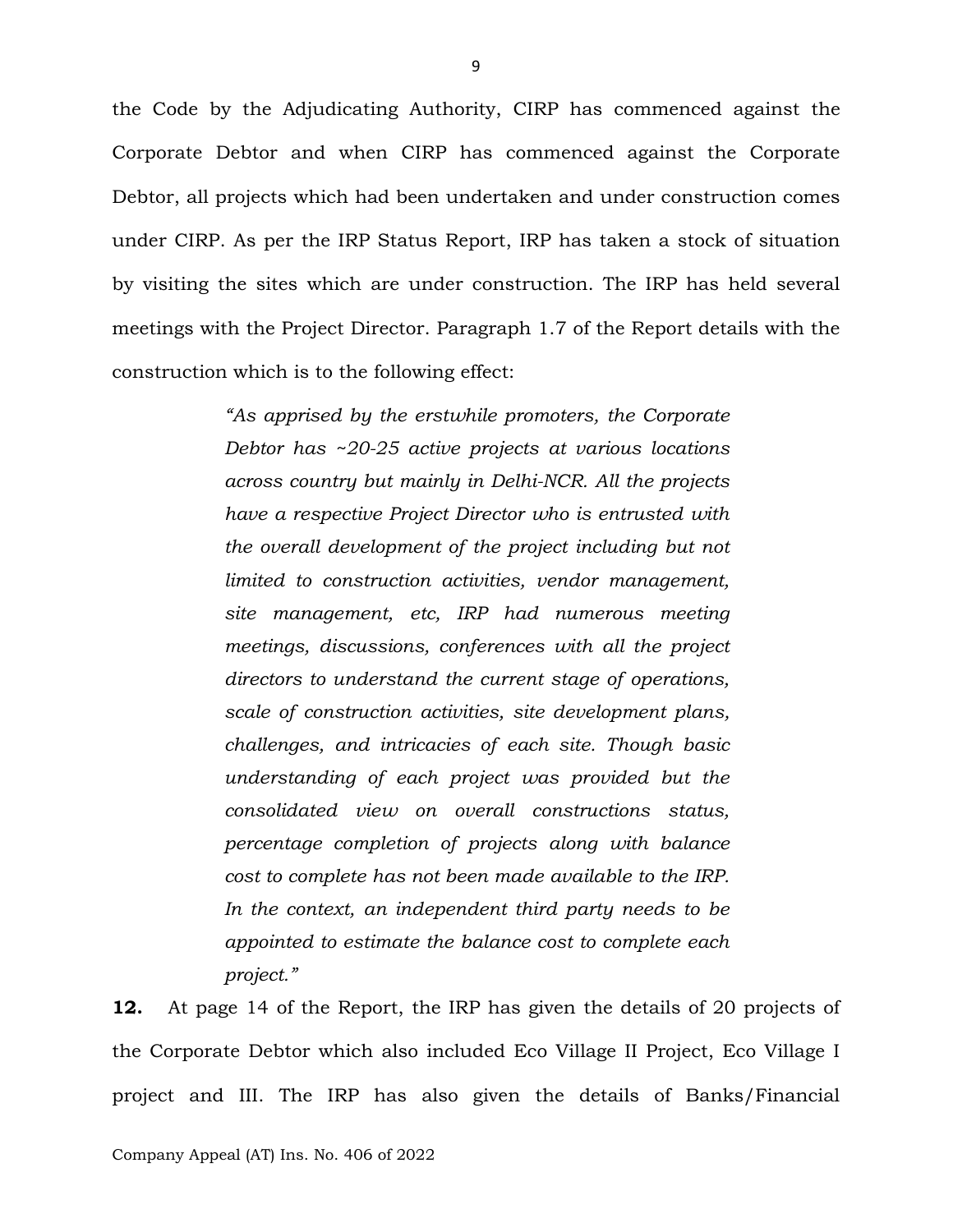the Code by the Adjudicating Authority, CIRP has commenced against the Corporate Debtor and when CIRP has commenced against the Corporate Debtor, all projects which had been undertaken and under construction comes under CIRP. As per the IRP Status Report, IRP has taken a stock of situation by visiting the sites which are under construction. The IRP has held several meetings with the Project Director. Paragraph 1.7 of the Report details with the construction which is to the following effect:

> *"As apprised by the erstwhile promoters, the Corporate Debtor has ~20-25 active projects at various locations across country but mainly in Delhi-NCR. All the projects have a respective Project Director who is entrusted with the overall development of the project including but not limited to construction activities, vendor management, site management, etc, IRP had numerous meeting meetings, discussions, conferences with all the project directors to understand the current stage of operations, scale of construction activities, site development plans, challenges, and intricacies of each site. Though basic understanding of each project was provided but the consolidated view on overall constructions status, percentage completion of projects along with balance cost to complete has not been made available to the IRP. In the context, an independent third party needs to be appointed to estimate the balance cost to complete each project."*

**12.** At page 14 of the Report, the IRP has given the details of 20 projects of the Corporate Debtor which also included Eco Village II Project, Eco Village I project and III. The IRP has also given the details of Banks/Financial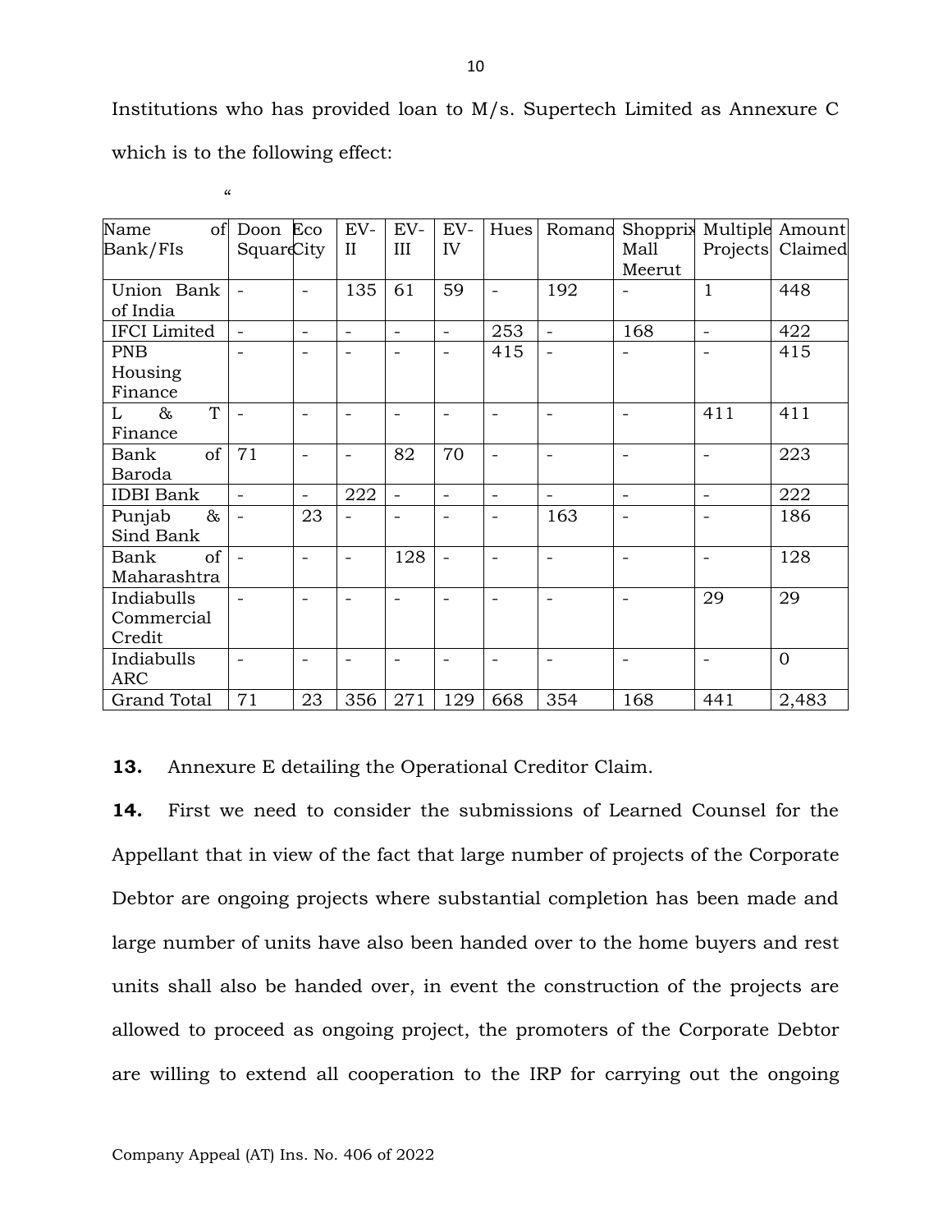Institutions who has provided loan to M/s. Supertech Limited as Annexure C which is to the following effect:

"

| Name of Bank/FIs | Doon Square | Eco City | EV-II | EV-III | EV-IV | Hues | Romano | Shopprix Mall Meerut | Multiple Projects | Amount Claimed |
|---|---|---|---|---|---|---|---|---|---|---|
| Union Bank of India | - | - | 135 | 61 | 59 | - | 192 | - | 1 | 448 |
| IFCI Limited | - | - | - | - | - | 253 | - | 168 | - | 422 |
| PNB Housing Finance | - | - | - | - | - | 415 | - | - | - | 415 |
| L & T Finance | - | - | - | - | - | - | - | - | 411 | 411 |
| Bank of Baroda | 71 | - | - | 82 | 70 | - | - | - | - | 223 |
| IDBI Bank | - | - | 222 | - | - | - | - | - | - | 222 |
| Punjab & Sind Bank | - | 23 | - | - | - | - | 163 | - | - | 186 |
| Bank of Maharashtra | - | - | - | 128 | - | - | - | - | - | 128 |
| Indiabulls Commercial Credit | - | - | - | - | - | - | - | - | 29 | 29 |
| Indiabulls ARC | - | - | - | - | - | - | - | - | - | 0 |
| Grand Total | 71 | 23 | 356 | 271 | 129 | 668 | 354 | 168 | 441 | 2,483 |

**13.** Annexure E detailing the Operational Creditor Claim.

**14.** First we need to consider the submissions of Learned Counsel for the Appellant that in view of the fact that large number of projects of the Corporate Debtor are ongoing projects where substantial completion has been made and large number of units have also been handed over to the home buyers and rest units shall also be handed over, in event the construction of the projects are allowed to proceed as ongoing project, the promoters of the Corporate Debtor are willing to extend all cooperation to the IRP for carrying out the ongoing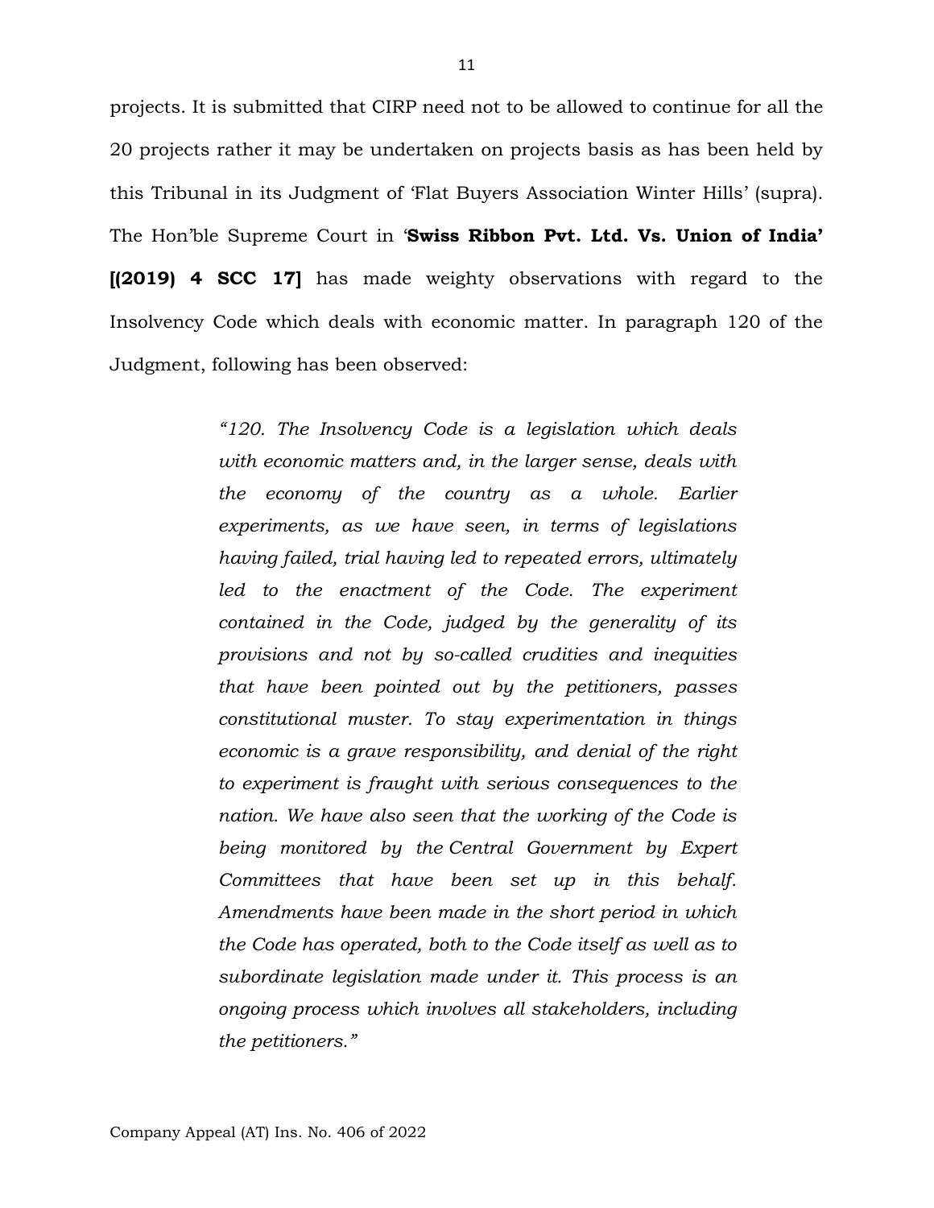projects. It is submitted that CIRP need not to be allowed to continue for all the 20 projects rather it may be undertaken on projects basis as has been held by this Tribunal in its Judgment of 'Flat Buyers Association Winter Hills' (supra). The Hon'ble Supreme Court in '**Swiss Ribbon Pvt. Ltd. Vs. Union of India' [(2019) 4 SCC 17]** has made weighty observations with regard to the Insolvency Code which deals with economic matter. In paragraph 120 of the Judgment, following has been observed:

> *"120. The Insolvency Code is a legislation which deals with economic matters and, in the larger sense, deals with the economy of the country as a whole. Earlier experiments, as we have seen, in terms of legislations having failed, trial having led to repeated errors, ultimately led to the enactment of the Code. The experiment contained in the Code, judged by the generality of its provisions and not by so-called crudities and inequities that have been pointed out by the petitioners, passes constitutional muster. To stay experimentation in things economic is a grave responsibility, and denial of the right to experiment is fraught with serious consequences to the nation. We have also seen that the working of the Code is being monitored by the Central Government by Expert Committees that have been set up in this behalf. Amendments have been made in the short period in which the Code has operated, both to the Code itself as well as to subordinate legislation made under it. This process is an ongoing process which involves all stakeholders, including the petitioners."*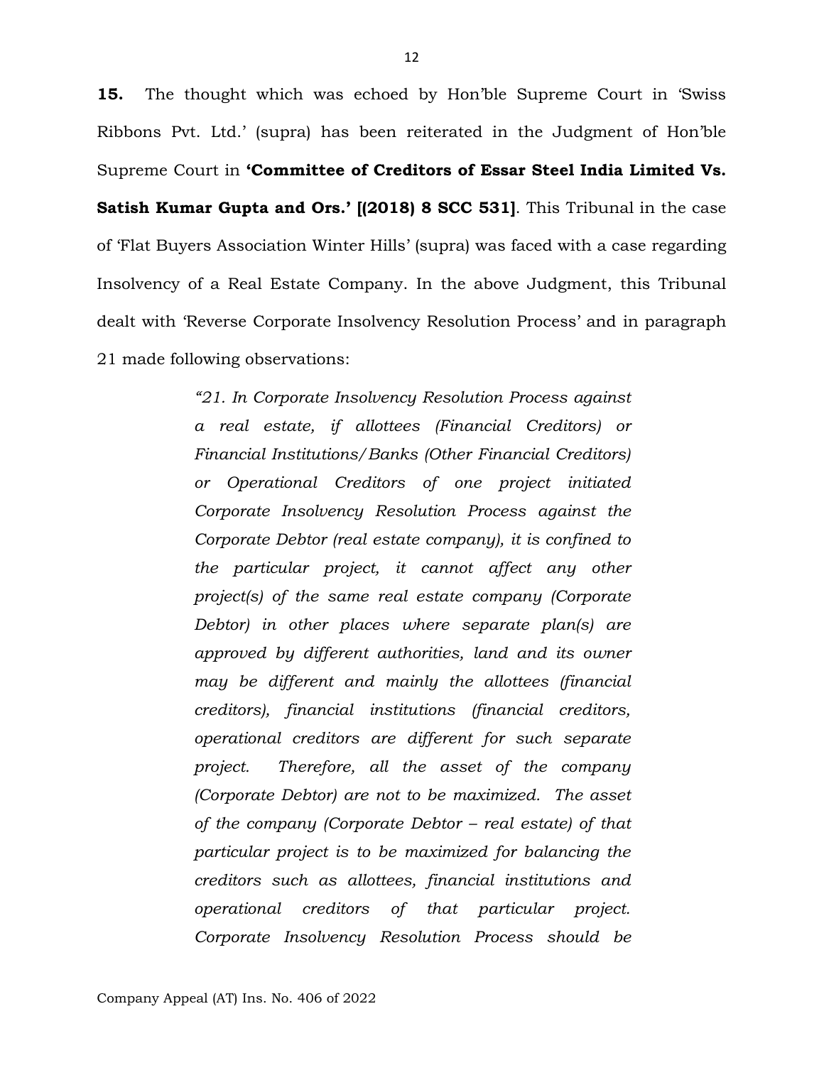**15.** The thought which was echoed by Hon'ble Supreme Court in 'Swiss Ribbons Pvt. Ltd.' (supra) has been reiterated in the Judgment of Hon'ble Supreme Court in **'Committee of Creditors of Essar Steel India Limited Vs. Satish Kumar Gupta and Ors.' [(2018) 8 SCC 531]**. This Tribunal in the case of 'Flat Buyers Association Winter Hills' (supra) was faced with a case regarding Insolvency of a Real Estate Company. In the above Judgment, this Tribunal dealt with 'Reverse Corporate Insolvency Resolution Process' and in paragraph 21 made following observations:

> *"21. In Corporate Insolvency Resolution Process against a real estate, if allottees (Financial Creditors) or Financial Institutions/Banks (Other Financial Creditors) or Operational Creditors of one project initiated Corporate Insolvency Resolution Process against the Corporate Debtor (real estate company), it is confined to the particular project, it cannot affect any other project(s) of the same real estate company (Corporate Debtor) in other places where separate plan(s) are approved by different authorities, land and its owner may be different and mainly the allottees (financial creditors), financial institutions (financial creditors, operational creditors are different for such separate project. Therefore, all the asset of the company (Corporate Debtor) are not to be maximized. The asset of the company (Corporate Debtor – real estate) of that particular project is to be maximized for balancing the creditors such as allottees, financial institutions and operational creditors of that particular project. Corporate Insolvency Resolution Process should be*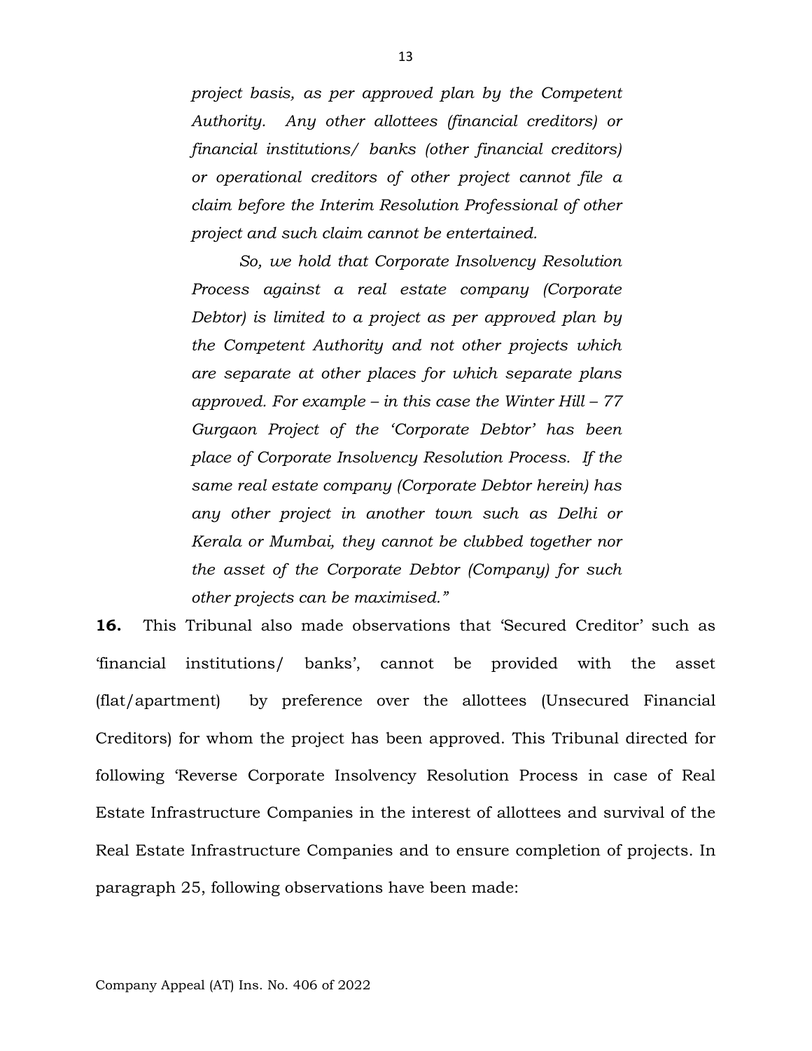> *project basis, as per approved plan by the Competent Authority. Any other allottees (financial creditors) or financial institutions/ banks (other financial creditors) or operational creditors of other project cannot file a claim before the Interim Resolution Professional of other project and such claim cannot be entertained.*
>
> *So, we hold that Corporate Insolvency Resolution Process against a real estate company (Corporate Debtor) is limited to a project as per approved plan by the Competent Authority and not other projects which are separate at other places for which separate plans approved. For example – in this case the Winter Hill – 77 Gurgaon Project of the 'Corporate Debtor' has been place of Corporate Insolvency Resolution Process. If the same real estate company (Corporate Debtor herein) has any other project in another town such as Delhi or Kerala or Mumbai, they cannot be clubbed together nor the asset of the Corporate Debtor (Company) for such other projects can be maximised."*

**16.** This Tribunal also made observations that 'Secured Creditor' such as 'financial institutions/ banks', cannot be provided with the asset (flat/apartment) by preference over the allottees (Unsecured Financial Creditors) for whom the project has been approved. This Tribunal directed for following 'Reverse Corporate Insolvency Resolution Process in case of Real Estate Infrastructure Companies in the interest of allottees and survival of the Real Estate Infrastructure Companies and to ensure completion of projects. In paragraph 25, following observations have been made: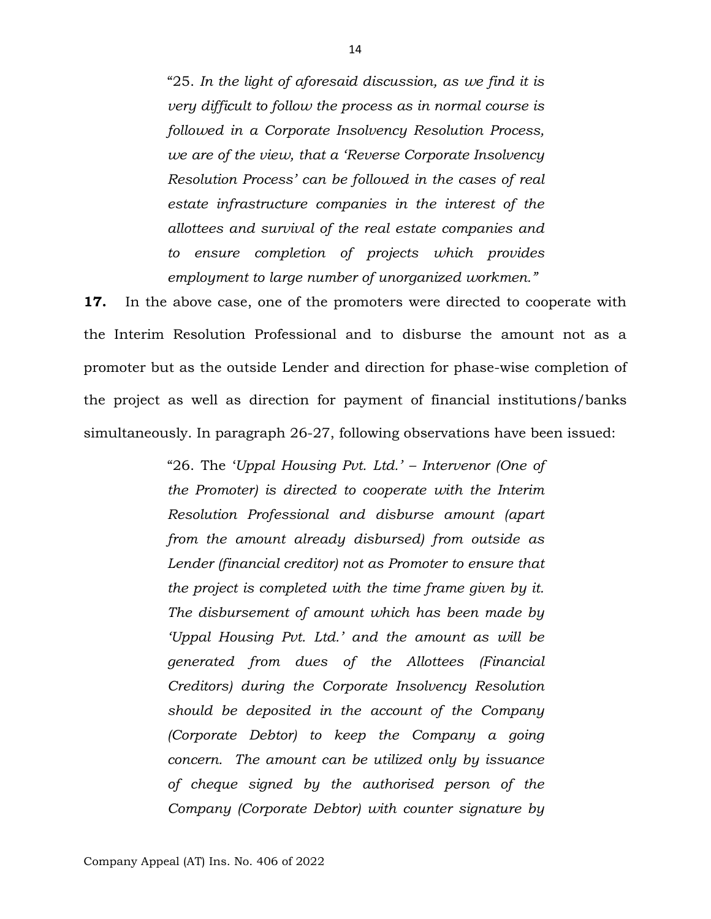> "25. *In the light of aforesaid discussion, as we find it is very difficult to follow the process as in normal course is followed in a Corporate Insolvency Resolution Process, we are of the view, that a 'Reverse Corporate Insolvency Resolution Process' can be followed in the cases of real estate infrastructure companies in the interest of the allottees and survival of the real estate companies and to ensure completion of projects which provides employment to large number of unorganized workmen."*

**17.** In the above case, one of the promoters were directed to cooperate with the Interim Resolution Professional and to disburse the amount not as a promoter but as the outside Lender and direction for phase-wise completion of the project as well as direction for payment of financial institutions/banks simultaneously. In paragraph 26-27, following observations have been issued:

> "26. The '*Uppal Housing Pvt. Ltd.' – Intervenor (One of the Promoter) is directed to cooperate with the Interim Resolution Professional and disburse amount (apart from the amount already disbursed) from outside as Lender (financial creditor) not as Promoter to ensure that the project is completed with the time frame given by it. The disbursement of amount which has been made by 'Uppal Housing Pvt. Ltd.' and the amount as will be generated from dues of the Allottees (Financial Creditors) during the Corporate Insolvency Resolution should be deposited in the account of the Company (Corporate Debtor) to keep the Company a going concern. The amount can be utilized only by issuance of cheque signed by the authorised person of the Company (Corporate Debtor) with counter signature by*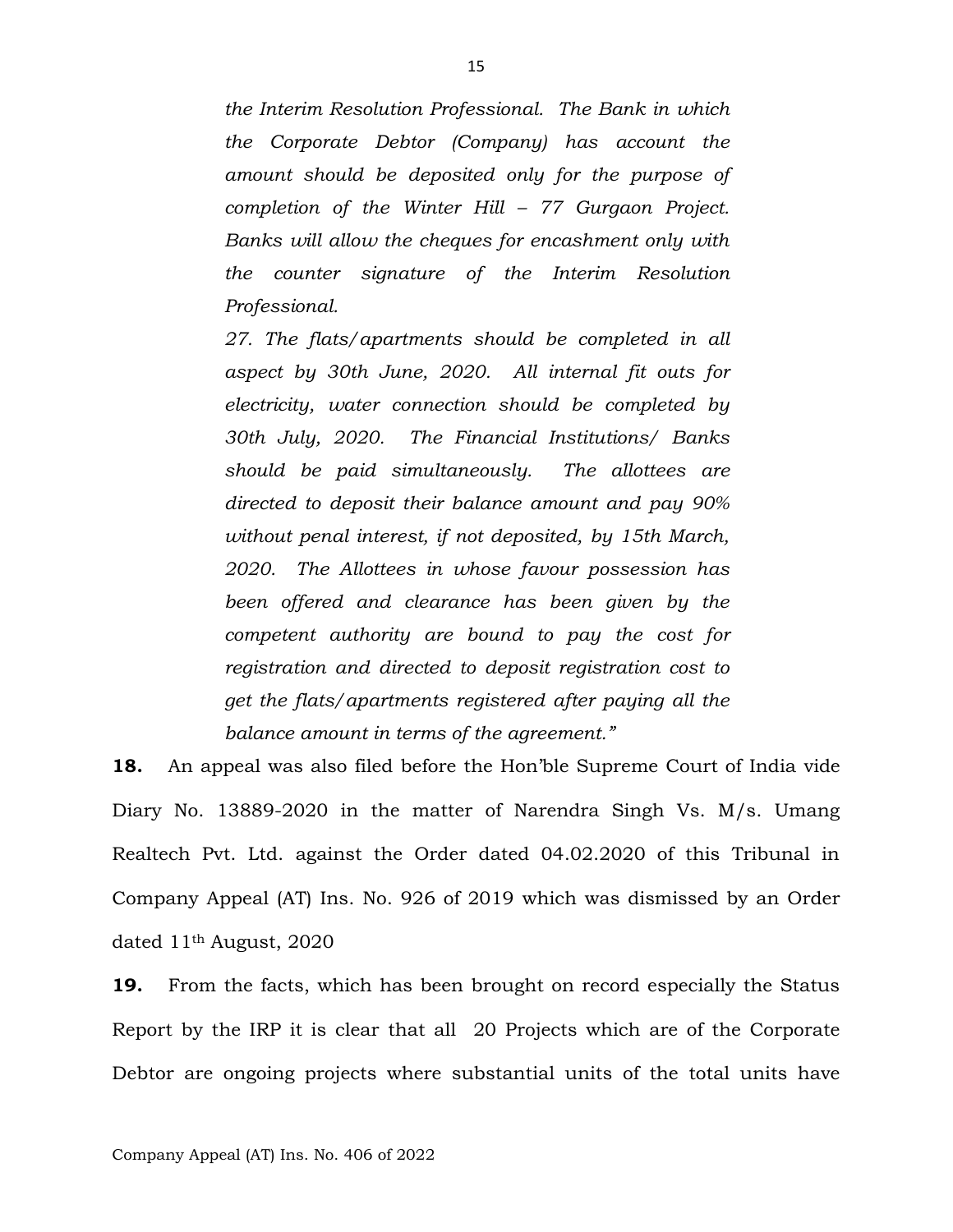*the Interim Resolution Professional. The Bank in which the Corporate Debtor (Company) has account the amount should be deposited only for the purpose of completion of the Winter Hill – 77 Gurgaon Project. Banks will allow the cheques for encashment only with the counter signature of the Interim Resolution Professional.*

*27. The flats/apartments should be completed in all aspect by 30th June, 2020. All internal fit outs for electricity, water connection should be completed by 30th July, 2020. The Financial Institutions/ Banks should be paid simultaneously. The allottees are directed to deposit their balance amount and pay 90% without penal interest, if not deposited, by 15th March, 2020. The Allottees in whose favour possession has been offered and clearance has been given by the competent authority are bound to pay the cost for registration and directed to deposit registration cost to get the flats/apartments registered after paying all the balance amount in terms of the agreement."*

**18.** An appeal was also filed before the Hon'ble Supreme Court of India vide Diary No. 13889-2020 in the matter of Narendra Singh Vs. M/s. Umang Realtech Pvt. Ltd. against the Order dated 04.02.2020 of this Tribunal in Company Appeal (AT) Ins. No. 926 of 2019 which was dismissed by an Order dated 11th August, 2020

**19.** From the facts, which has been brought on record especially the Status Report by the IRP it is clear that all 20 Projects which are of the Corporate Debtor are ongoing projects where substantial units of the total units have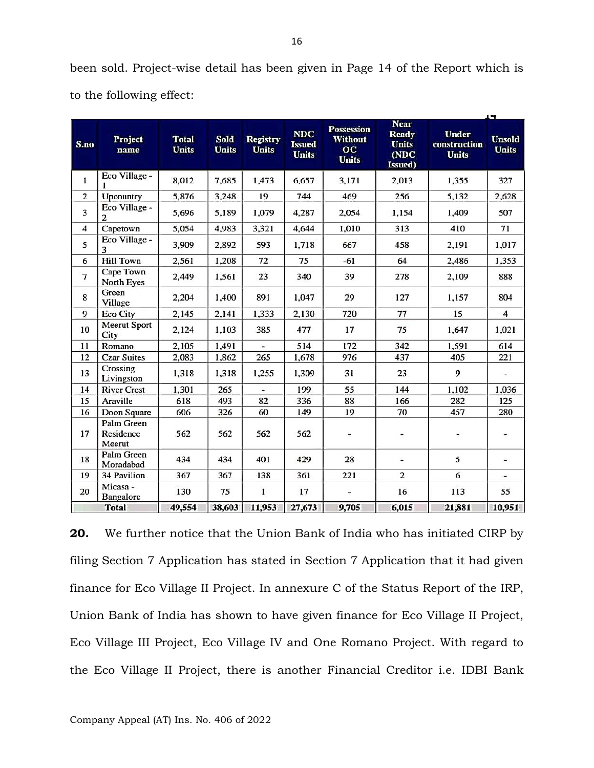been sold. Project-wise detail has been given in Page 14 of the Report which is to the following effect:

| S.no | Project name | Total Units | Sold Units | Registry Units | NDC Issued Units | Possession Without OC Units | Near Ready Units (NDC Issued) | Under construction Units | Unsold Units |
|---|---|---|---|---|---|---|---|---|---|
| 1 | Eco Village - 1 | 8,012 | 7,685 | 1,473 | 6,657 | 3,171 | 2,013 | 1,355 | 327 |
| 2 | Upcountry | 5,876 | 3,248 | 19 | 744 | 469 | 256 | 5,132 | 2,628 |
| 3 | Eco Village - 2 | 5,696 | 5,189 | 1,079 | 4,287 | 2,054 | 1,154 | 1,409 | 507 |
| 4 | Capetown | 5,054 | 4,983 | 3,321 | 4,644 | 1,010 | 313 | 410 | 71 |
| 5 | Eco Village - 3 | 3,909 | 2,892 | 593 | 1,718 | 667 | 458 | 2,191 | 1,017 |
| 6 | Hill Town | 2,561 | 1,208 | 72 | 75 | -61 | 64 | 2,486 | 1,353 |
| 7 | Cape Town North Eyes | 2,449 | 1,561 | 23 | 340 | 39 | 278 | 2,109 | 888 |
| 8 | Green Village | 2,204 | 1,400 | 891 | 1,047 | 29 | 127 | 1,157 | 804 |
| 9 | Eco City | 2,145 | 2,141 | 1,333 | 2,130 | 720 | 77 | 15 | 4 |
| 10 | Meerut Sport City | 2,124 | 1,103 | 385 | 477 | 17 | 75 | 1,647 | 1,021 |
| 11 | Romano | 2,105 | 1,491 | - | 514 | 172 | 342 | 1,591 | 614 |
| 12 | Czar Suites | 2,083 | 1,862 | 265 | 1,678 | 976 | 437 | 405 | 221 |
| 13 | Crossing Livingston | 1,318 | 1,318 | 1,255 | 1,309 | 31 | 23 | 9 | - |
| 14 | River Crest | 1,301 | 265 | - | 199 | 55 | 144 | 1,102 | 1,036 |
| 15 | Araville | 618 | 493 | 82 | 336 | 88 | 166 | 282 | 125 |
| 16 | Doon Square | 606 | 326 | 60 | 149 | 19 | 70 | 457 | 280 |
| 17 | Palm Green Residence Meerut | 562 | 562 | 562 | 562 | - | - | - | - |
| 18 | Palm Green Moradabad | 434 | 434 | 401 | 429 | 28 | - | 5 | - |
| 19 | 34 Pavilion | 367 | 367 | 138 | 361 | 221 | 2 | 6 | - |
| 20 | Micasa - Bangalore | 130 | 75 | 1 | 17 | - | 16 | 113 | 55 |
| | **Total** | **49,554** | **38,603** | **11,953** | **27,673** | **9,705** | **6,015** | **21,881** | **10,951** |

**20.** We further notice that the Union Bank of India who has initiated CIRP by filing Section 7 Application has stated in Section 7 Application that it had given finance for Eco Village II Project. In annexure C of the Status Report of the IRP, Union Bank of India has shown to have given finance for Eco Village II Project, Eco Village III Project, Eco Village IV and One Romano Project. With regard to the Eco Village II Project, there is another Financial Creditor i.e. IDBI Bank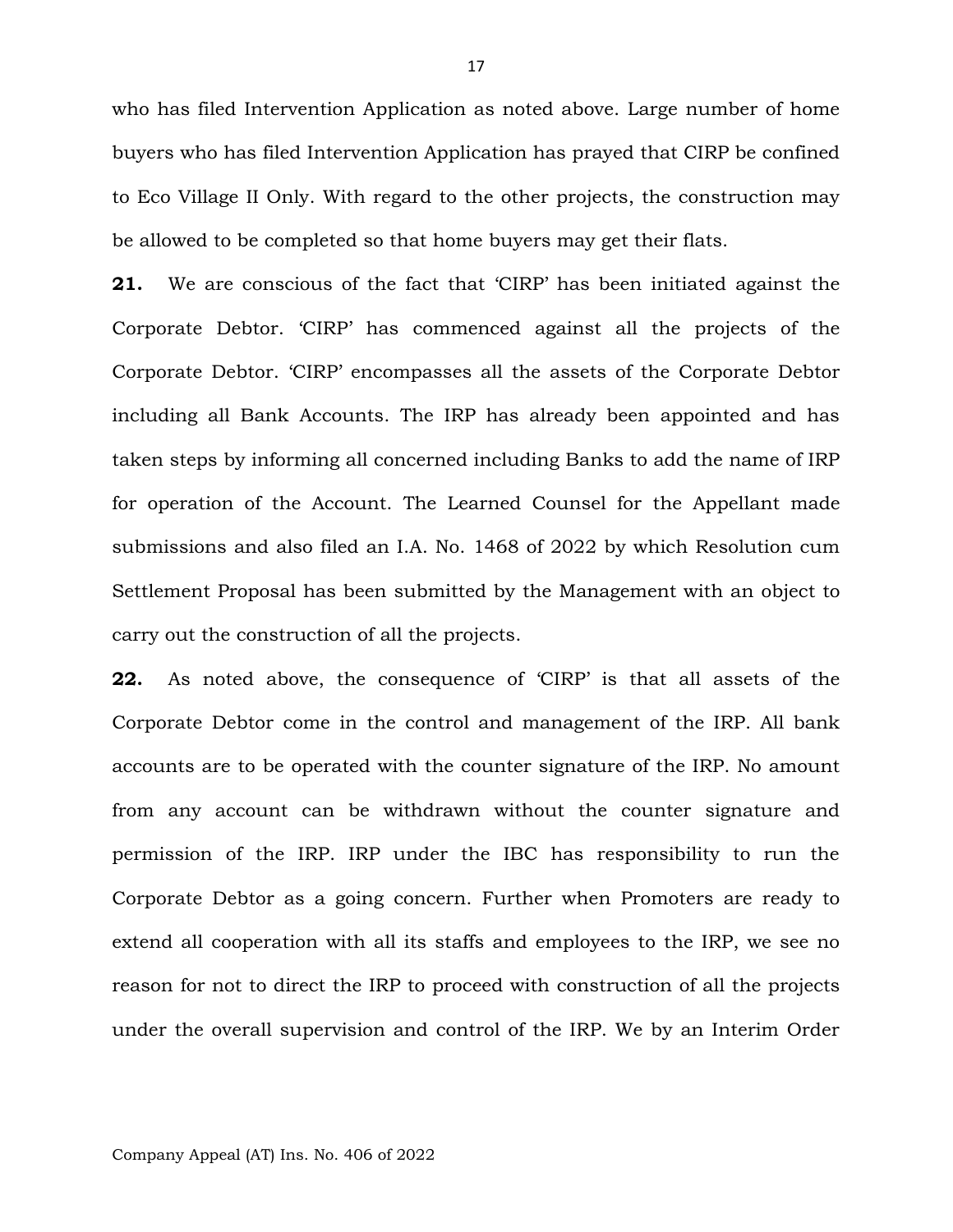who has filed Intervention Application as noted above. Large number of home buyers who has filed Intervention Application has prayed that CIRP be confined to Eco Village II Only. With regard to the other projects, the construction may be allowed to be completed so that home buyers may get their flats.

**21.** We are conscious of the fact that 'CIRP' has been initiated against the Corporate Debtor. 'CIRP' has commenced against all the projects of the Corporate Debtor. 'CIRP' encompasses all the assets of the Corporate Debtor including all Bank Accounts. The IRP has already been appointed and has taken steps by informing all concerned including Banks to add the name of IRP for operation of the Account. The Learned Counsel for the Appellant made submissions and also filed an I.A. No. 1468 of 2022 by which Resolution cum Settlement Proposal has been submitted by the Management with an object to carry out the construction of all the projects.

**22.** As noted above, the consequence of 'CIRP' is that all assets of the Corporate Debtor come in the control and management of the IRP. All bank accounts are to be operated with the counter signature of the IRP. No amount from any account can be withdrawn without the counter signature and permission of the IRP. IRP under the IBC has responsibility to run the Corporate Debtor as a going concern. Further when Promoters are ready to extend all cooperation with all its staffs and employees to the IRP, we see no reason for not to direct the IRP to proceed with construction of all the projects under the overall supervision and control of the IRP. We by an Interim Order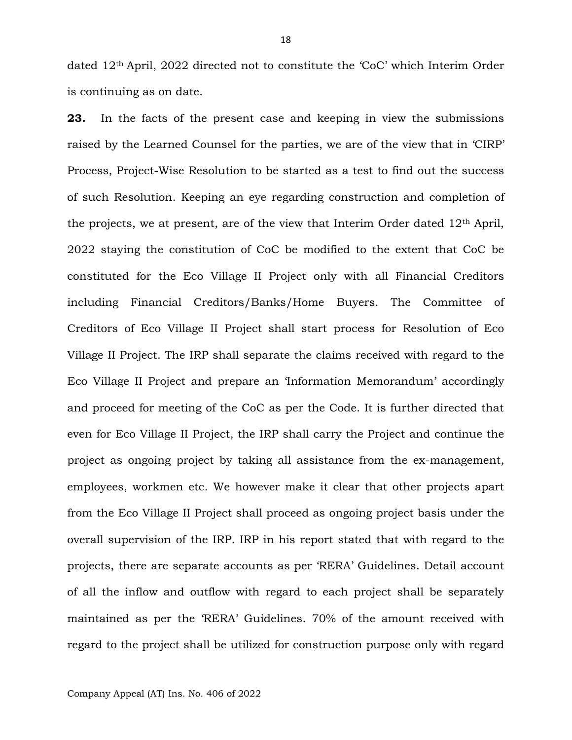dated 12th April, 2022 directed not to constitute the 'CoC' which Interim Order is continuing as on date.

**23.** In the facts of the present case and keeping in view the submissions raised by the Learned Counsel for the parties, we are of the view that in 'CIRP' Process, Project-Wise Resolution to be started as a test to find out the success of such Resolution. Keeping an eye regarding construction and completion of the projects, we at present, are of the view that Interim Order dated 12th April, 2022 staying the constitution of CoC be modified to the extent that CoC be constituted for the Eco Village II Project only with all Financial Creditors including Financial Creditors/Banks/Home Buyers. The Committee of Creditors of Eco Village II Project shall start process for Resolution of Eco Village II Project. The IRP shall separate the claims received with regard to the Eco Village II Project and prepare an 'Information Memorandum' accordingly and proceed for meeting of the CoC as per the Code. It is further directed that even for Eco Village II Project, the IRP shall carry the Project and continue the project as ongoing project by taking all assistance from the ex-management, employees, workmen etc. We however make it clear that other projects apart from the Eco Village II Project shall proceed as ongoing project basis under the overall supervision of the IRP. IRP in his report stated that with regard to the projects, there are separate accounts as per 'RERA' Guidelines. Detail account of all the inflow and outflow with regard to each project shall be separately maintained as per the 'RERA' Guidelines. 70% of the amount received with regard to the project shall be utilized for construction purpose only with regard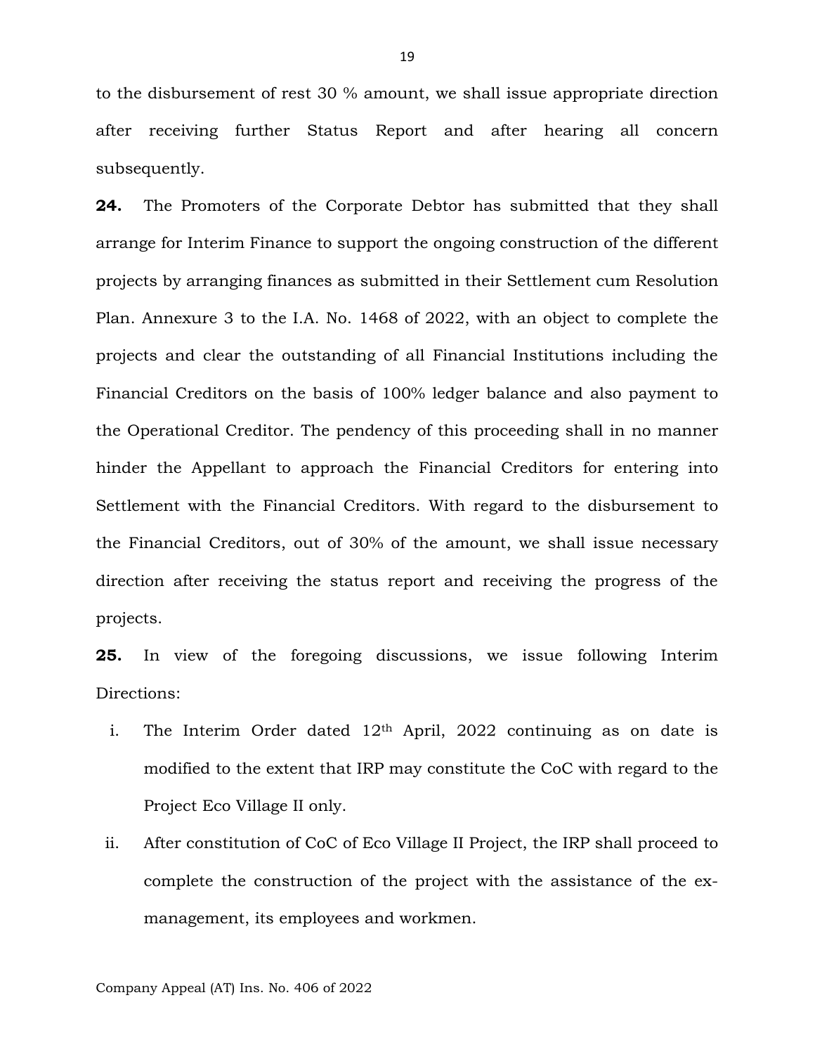to the disbursement of rest 30 % amount, we shall issue appropriate direction after receiving further Status Report and after hearing all concern subsequently.

**24.** The Promoters of the Corporate Debtor has submitted that they shall arrange for Interim Finance to support the ongoing construction of the different projects by arranging finances as submitted in their Settlement cum Resolution Plan. Annexure 3 to the I.A. No. 1468 of 2022, with an object to complete the projects and clear the outstanding of all Financial Institutions including the Financial Creditors on the basis of 100% ledger balance and also payment to the Operational Creditor. The pendency of this proceeding shall in no manner hinder the Appellant to approach the Financial Creditors for entering into Settlement with the Financial Creditors. With regard to the disbursement to the Financial Creditors, out of 30% of the amount, we shall issue necessary direction after receiving the status report and receiving the progress of the projects.

**25.** In view of the foregoing discussions, we issue following Interim Directions:

i. The Interim Order dated 12th April, 2022 continuing as on date is modified to the extent that IRP may constitute the CoC with regard to the Project Eco Village II only.

ii. After constitution of CoC of Eco Village II Project, the IRP shall proceed to complete the construction of the project with the assistance of the ex-management, its employees and workmen.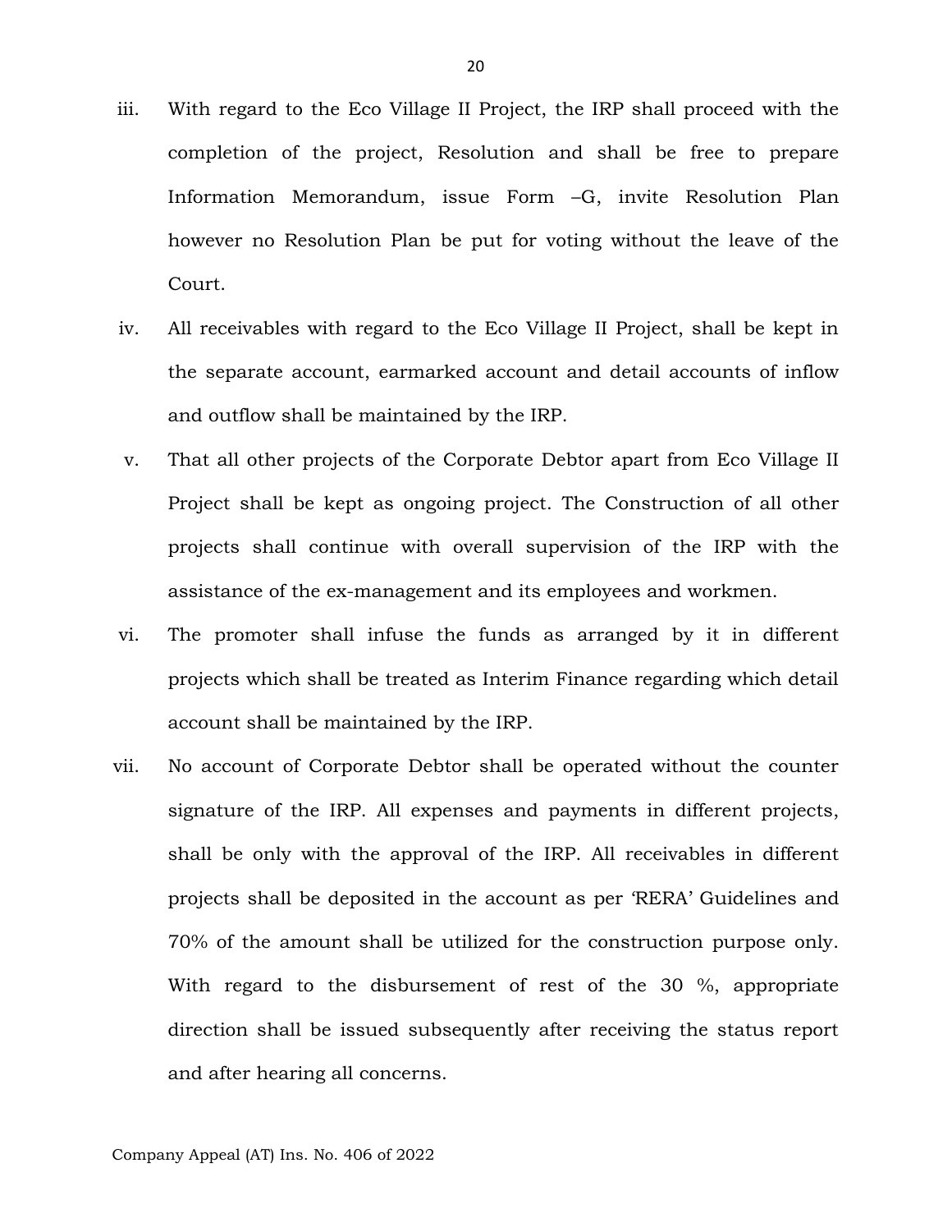iii. With regard to the Eco Village II Project, the IRP shall proceed with the completion of the project, Resolution and shall be free to prepare Information Memorandum, issue Form –G, invite Resolution Plan however no Resolution Plan be put for voting without the leave of the Court.

iv. All receivables with regard to the Eco Village II Project, shall be kept in the separate account, earmarked account and detail accounts of inflow and outflow shall be maintained by the IRP.

v. That all other projects of the Corporate Debtor apart from Eco Village II Project shall be kept as ongoing project. The Construction of all other projects shall continue with overall supervision of the IRP with the assistance of the ex-management and its employees and workmen.

vi. The promoter shall infuse the funds as arranged by it in different projects which shall be treated as Interim Finance regarding which detail account shall be maintained by the IRP.

vii. No account of Corporate Debtor shall be operated without the counter signature of the IRP. All expenses and payments in different projects, shall be only with the approval of the IRP. All receivables in different projects shall be deposited in the account as per 'RERA' Guidelines and 70% of the amount shall be utilized for the construction purpose only. With regard to the disbursement of rest of the 30 %, appropriate direction shall be issued subsequently after receiving the status report and after hearing all concerns.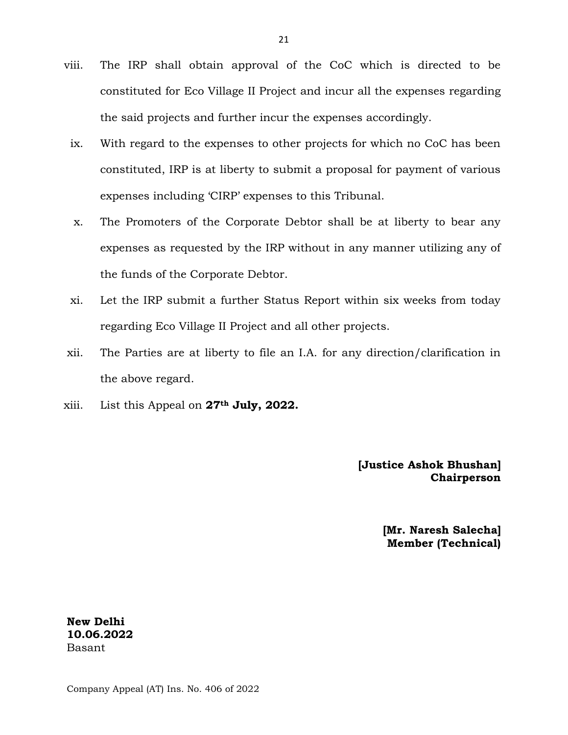viii. The IRP shall obtain approval of the CoC which is directed to be constituted for Eco Village II Project and incur all the expenses regarding the said projects and further incur the expenses accordingly.

ix. With regard to the expenses to other projects for which no CoC has been constituted, IRP is at liberty to submit a proposal for payment of various expenses including 'CIRP' expenses to this Tribunal.

x. The Promoters of the Corporate Debtor shall be at liberty to bear any expenses as requested by the IRP without in any manner utilizing any of the funds of the Corporate Debtor.

xi. Let the IRP submit a further Status Report within six weeks from today regarding Eco Village II Project and all other projects.

xii. The Parties are at liberty to file an I.A. for any direction/clarification in the above regard.

xiii. List this Appeal on **27th July, 2022.**

**[Justice Ashok Bhushan]**
**Chairperson**

**[Mr. Naresh Salecha]**
**Member (Technical)**

**New Delhi**
**10.06.2022**
Basant